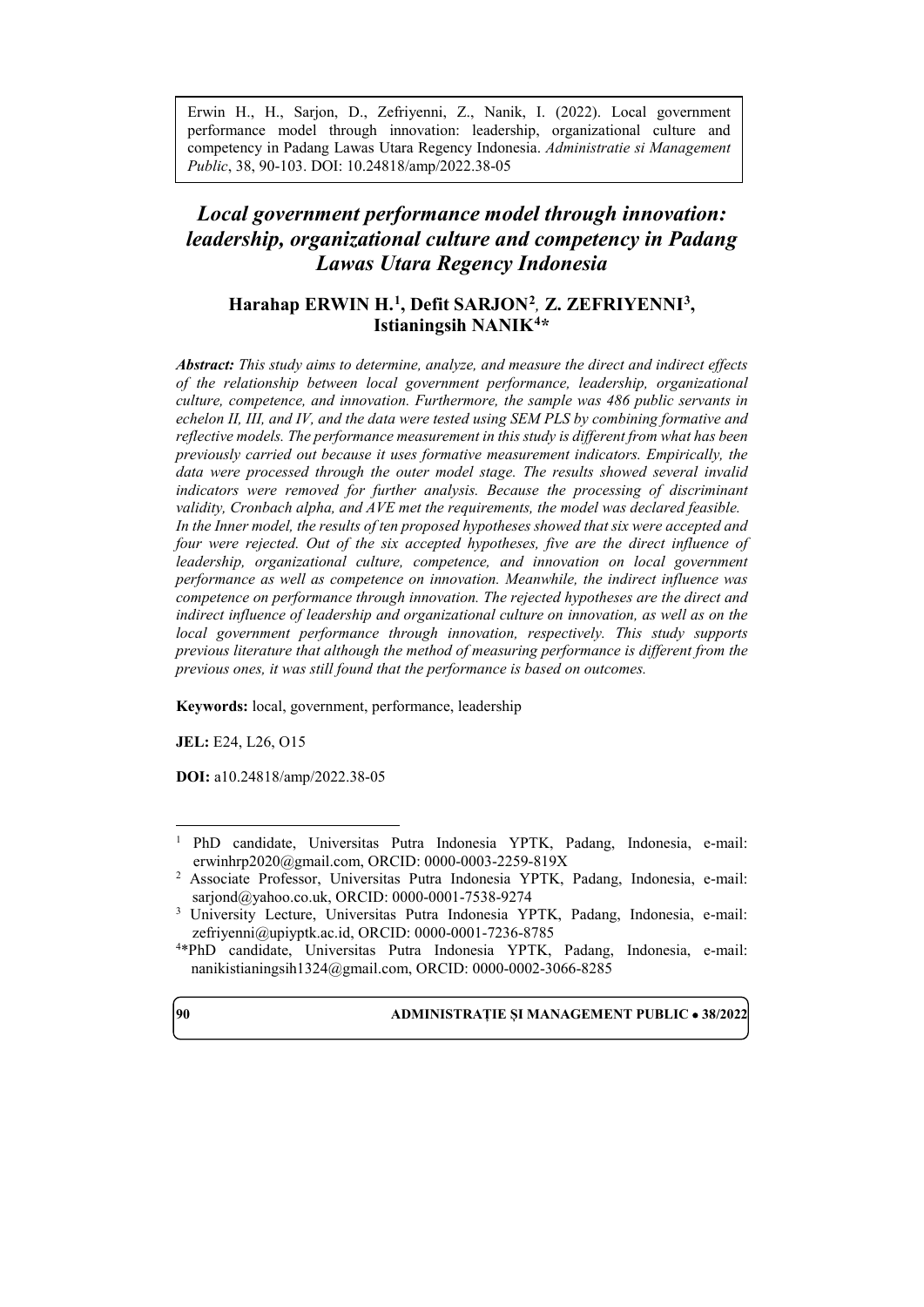Erwin H., H., Sarjon, D., Zefriyenni, Z., Nanik, I. (2022). Local government performance model through innovation: leadership, organizational culture and competency in Padang Lawas Utara Regency Indonesia. *Administratie si Management Public*, 38, 90-103. DOI: 10.24818/amp/2022.38-05

# *Local government performance model through innovation: leadership, organizational culture and competency in Padang Lawas Utara Regency Indonesia*

## Harahap ERWIN H.[1], Defit SARJON[2], Z. ZEFRIYENNI[3], Istianingsih NANIK[4]*

***Abstract:*** *This study aims to determine, analyze, and measure the direct and indirect effects of the relationship between local government performance, leadership, organizational culture, competence, and innovation. Furthermore, the sample was 486 public servants in echelon II, III, and IV, and the data were tested using SEM PLS by combining formative and reflective models. The performance measurement in this study is different from what has been previously carried out because it uses formative measurement indicators. Empirically, the data were processed through the outer model stage. The results showed several invalid indicators were removed for further analysis. Because the processing of discriminant validity, Cronbach alpha, and AVE met the requirements, the model was declared feasible. In the Inner model, the results of ten proposed hypotheses showed that six were accepted and four were rejected. Out of the six accepted hypotheses, five are the direct influence of leadership, organizational culture, competence, and innovation on local government performance as well as competence on innovation. Meanwhile, the indirect influence was competence on performance through innovation. The rejected hypotheses are the direct and indirect influence of leadership and organizational culture on innovation, as well as on the local government performance through innovation, respectively. This study supports previous literature that although the method of measuring performance is different from the previous ones, it was still found that the performance is based on outcomes.*

**Keywords:** local, government, performance, leadership

**JEL:** E24, L26, O15

**DOI:** a10.24818/amp/2022.38-05

---

[1] PhD candidate, Universitas Putra Indonesia YPTK, Padang, Indonesia, e-mail: erwinhrp2020@gmail.com, ORCID: 0000-0003-2259-819X

[2] Associate Professor, Universitas Putra Indonesia YPTK, Padang, Indonesia, e-mail: sarjond@yahoo.co.uk, ORCID: 0000-0001-7538-9274

[3] University Lecture, Universitas Putra Indonesia YPTK, Padang, Indonesia, e-mail: zefriyenni@upiyptk.ac.id, ORCID: 0000-0001-7236-8785

[4]*PhD candidate, Universitas Putra Indonesia YPTK, Padang, Indonesia, e-mail: nanikistianingsih1324@gmail.com, ORCID: 0000-0002-3066-8285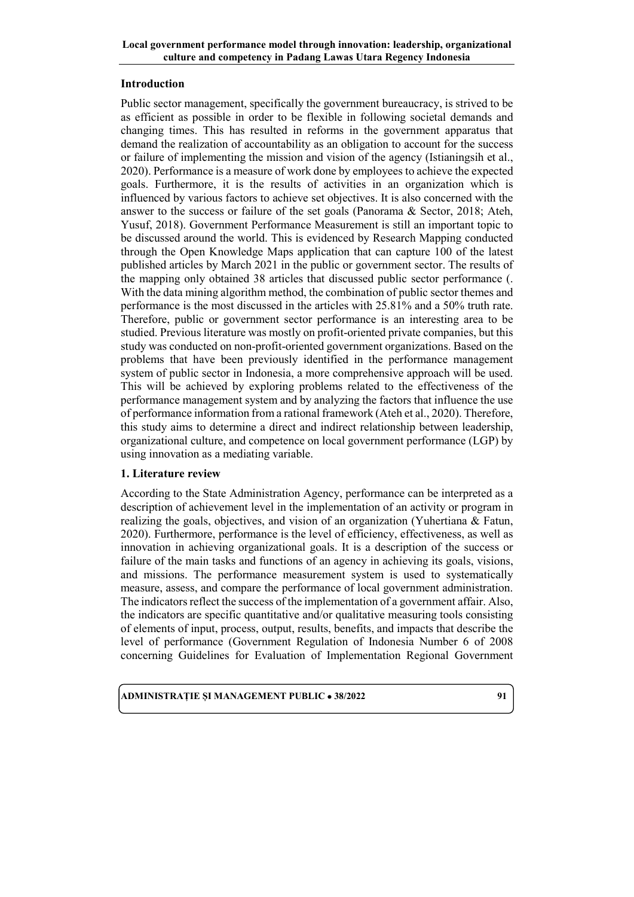## Introduction

Public sector management, specifically the government bureaucracy, is strived to be as efficient as possible in order to be flexible in following societal demands and changing times. This has resulted in reforms in the government apparatus that demand the realization of accountability as an obligation to account for the success or failure of implementing the mission and vision of the agency (Istianingsih et al., 2020). Performance is a measure of work done by employees to achieve the expected goals. Furthermore, it is the results of activities in an organization which is influenced by various factors to achieve set objectives. It is also concerned with the answer to the success or failure of the set goals (Panorama & Sector, 2018; Ateh, Yusuf, 2018). Government Performance Measurement is still an important topic to be discussed around the world. This is evidenced by Research Mapping conducted through the Open Knowledge Maps application that can capture 100 of the latest published articles by March 2021 in the public or government sector. The results of the mapping only obtained 38 articles that discussed public sector performance (. With the data mining algorithm method, the combination of public sector themes and performance is the most discussed in the articles with 25.81% and a 50% truth rate. Therefore, public or government sector performance is an interesting area to be studied. Previous literature was mostly on profit-oriented private companies, but this study was conducted on non-profit-oriented government organizations. Based on the problems that have been previously identified in the performance management system of public sector in Indonesia, a more comprehensive approach will be used. This will be achieved by exploring problems related to the effectiveness of the performance management system and by analyzing the factors that influence the use of performance information from a rational framework (Ateh et al., 2020). Therefore, this study aims to determine a direct and indirect relationship between leadership, organizational culture, and competence on local government performance (LGP) by using innovation as a mediating variable.

## 1. Literature review

According to the State Administration Agency, performance can be interpreted as a description of achievement level in the implementation of an activity or program in realizing the goals, objectives, and vision of an organization (Yuhertiana & Fatun, 2020). Furthermore, performance is the level of efficiency, effectiveness, as well as innovation in achieving organizational goals. It is a description of the success or failure of the main tasks and functions of an agency in achieving its goals, visions, and missions. The performance measurement system is used to systematically measure, assess, and compare the performance of local government administration. The indicators reflect the success of the implementation of a government affair. Also, the indicators are specific quantitative and/or qualitative measuring tools consisting of elements of input, process, output, results, benefits, and impacts that describe the level of performance (Government Regulation of Indonesia Number 6 of 2008 concerning Guidelines for Evaluation of Implementation Regional Government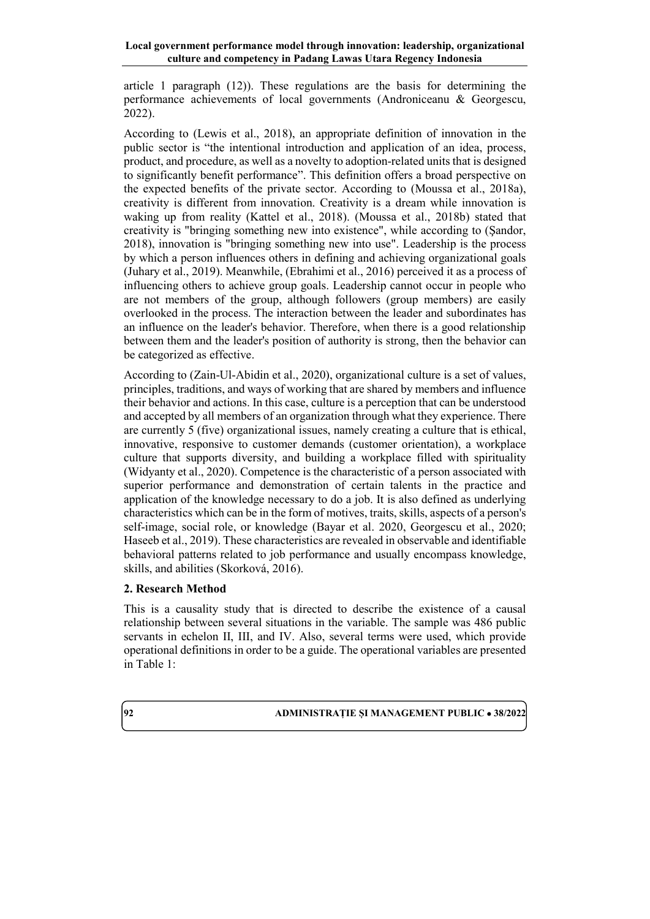article 1 paragraph (12)). These regulations are the basis for determining the performance achievements of local governments (Androniceanu & Georgescu, 2022).

According to (Lewis et al., 2018), an appropriate definition of innovation in the public sector is "the intentional introduction and application of an idea, process, product, and procedure, as well as a novelty to adoption-related units that is designed to significantly benefit performance". This definition offers a broad perspective on the expected benefits of the private sector. According to (Moussa et al., 2018a), creativity is different from innovation. Creativity is a dream while innovation is waking up from reality (Kattel et al., 2018). (Moussa et al., 2018b) stated that creativity is "bringing something new into existence", while according to (Şandor, 2018), innovation is "bringing something new into use". Leadership is the process by which a person influences others in defining and achieving organizational goals (Juhary et al., 2019). Meanwhile, (Ebrahimi et al., 2016) perceived it as a process of influencing others to achieve group goals. Leadership cannot occur in people who are not members of the group, although followers (group members) are easily overlooked in the process. The interaction between the leader and subordinates has an influence on the leader's behavior. Therefore, when there is a good relationship between them and the leader's position of authority is strong, then the behavior can be categorized as effective.

According to (Zain-Ul-Abidin et al., 2020), organizational culture is a set of values, principles, traditions, and ways of working that are shared by members and influence their behavior and actions. In this case, culture is a perception that can be understood and accepted by all members of an organization through what they experience. There are currently 5 (five) organizational issues, namely creating a culture that is ethical, innovative, responsive to customer demands (customer orientation), a workplace culture that supports diversity, and building a workplace filled with spirituality (Widyanty et al., 2020). Competence is the characteristic of a person associated with superior performance and demonstration of certain talents in the practice and application of the knowledge necessary to do a job. It is also defined as underlying characteristics which can be in the form of motives, traits, skills, aspects of a person's self-image, social role, or knowledge (Bayar et al. 2020, Georgescu et al., 2020; Haseeb et al., 2019). These characteristics are revealed in observable and identifiable behavioral patterns related to job performance and usually encompass knowledge, skills, and abilities (Skorková, 2016).

## 2. Research Method

This is a causality study that is directed to describe the existence of a causal relationship between several situations in the variable. The sample was 486 public servants in echelon II, III, and IV. Also, several terms were used, which provide operational definitions in order to be a guide. The operational variables are presented in Table 1: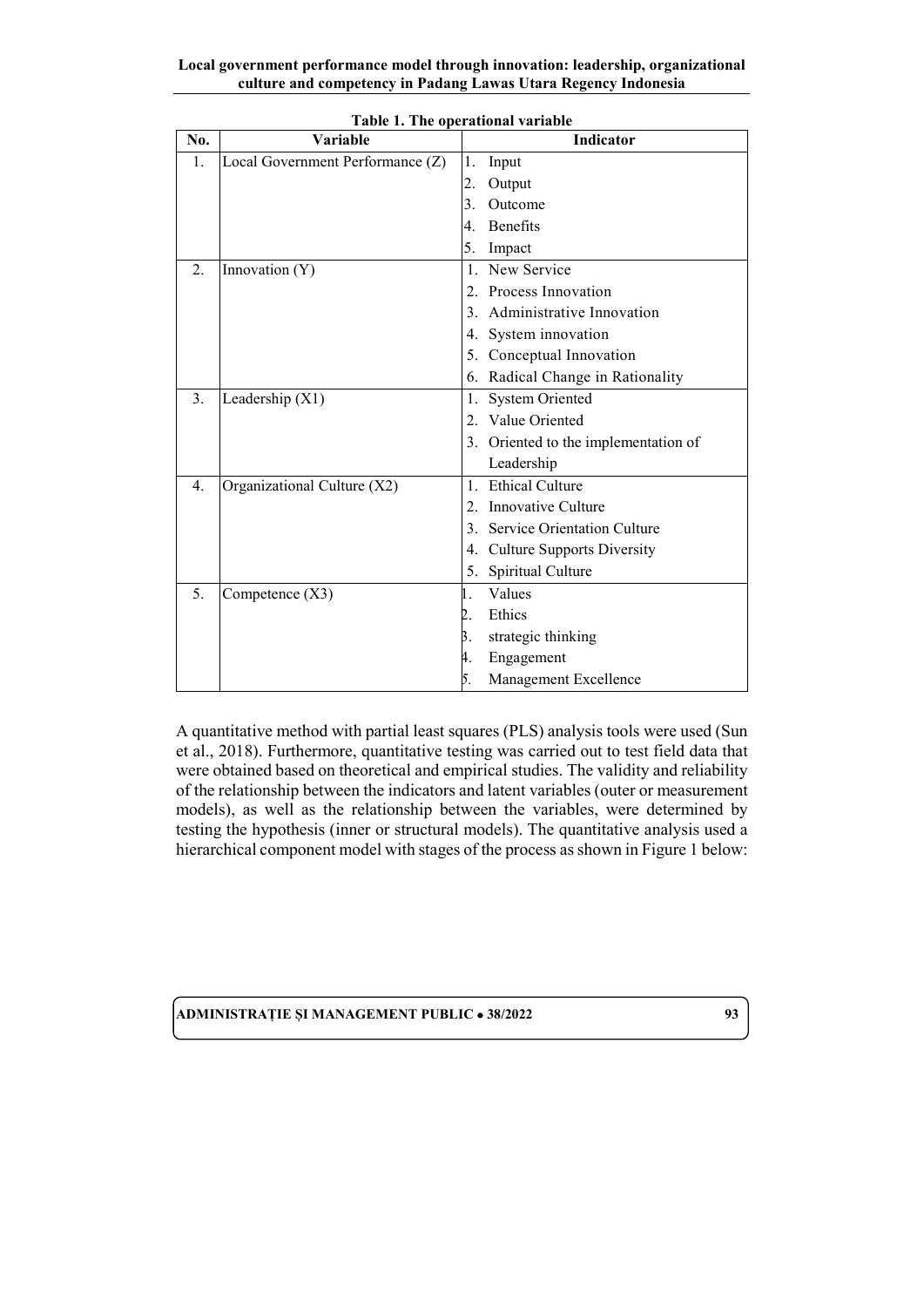**Table 1. The operational variable**

| No. | Variable | Indicator |
|---|---|---|
| 1. | Local Government Performance (Z) | 1. Input<br>2. Output<br>3. Outcome<br>4. Benefits<br>5. Impact |
| 2. | Innovation (Y) | 1. New Service<br>2. Process Innovation<br>3. Administrative Innovation<br>4. System innovation<br>5. Conceptual Innovation<br>6. Radical Change in Rationality |
| 3. | Leadership (X1) | 1. System Oriented<br>2. Value Oriented<br>3. Oriented to the implementation of Leadership |
| 4. | Organizational Culture (X2) | 1. Ethical Culture<br>2. Innovative Culture<br>3. Service Orientation Culture<br>4. Culture Supports Diversity<br>5. Spiritual Culture |
| 5. | Competence (X3) | 1. Values<br>2. Ethics<br>3. strategic thinking<br>4. Engagement<br>5. Management Excellence |

A quantitative method with partial least squares (PLS) analysis tools were used (Sun et al., 2018). Furthermore, quantitative testing was carried out to test field data that were obtained based on theoretical and empirical studies. The validity and reliability of the relationship between the indicators and latent variables (outer or measurement models), as well as the relationship between the variables, were determined by testing the hypothesis (inner or structural models). The quantitative analysis used a hierarchical component model with stages of the process as shown in Figure 1 below: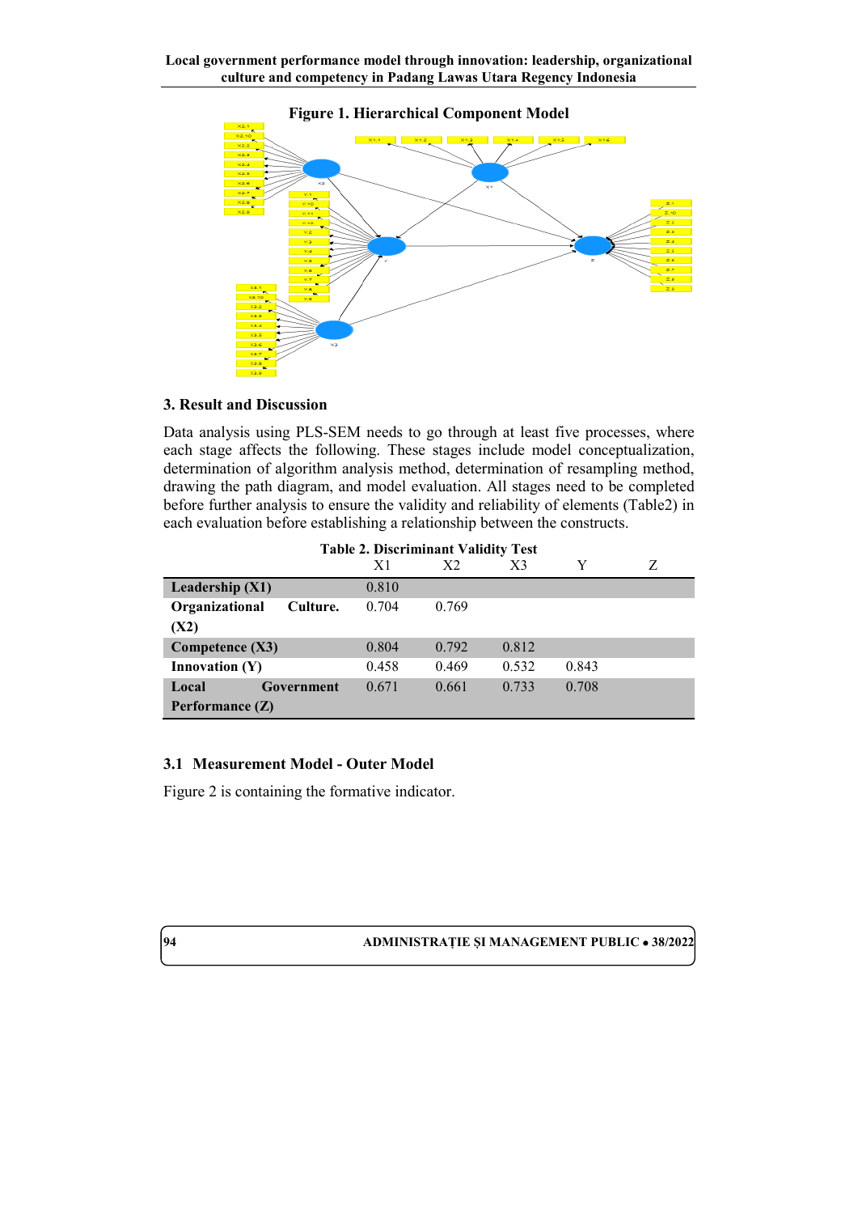**Figure 1. Hierarchical Component Model**

## 3. Result and Discussion

Data analysis using PLS-SEM needs to go through at least five processes, where each stage affects the following. These stages include model conceptualization, determination of algorithm analysis method, determination of resampling method, drawing the path diagram, and model evaluation. All stages need to be completed before further analysis to ensure the validity and reliability of elements (Table2) in each evaluation before establishing a relationship between the constructs.

**Table 2. Discriminant Validity Test**

| | X1 | X2 | X3 | Y | Z |
|---|---|---|---|---|---|
| **Leadership (X1)** | 0.810 | | | | |
| **Organizational Culture. (X2)** | 0.704 | 0.769 | | | |
| **Competence (X3)** | 0.804 | 0.792 | 0.812 | | |
| **Innovation (Y)** | 0.458 | 0.469 | 0.532 | 0.843 | |
| **Local Government Performance (Z)** | 0.671 | 0.661 | 0.733 | 0.708 | |

### 3.1 Measurement Model - Outer Model

Figure 2 is containing the formative indicator.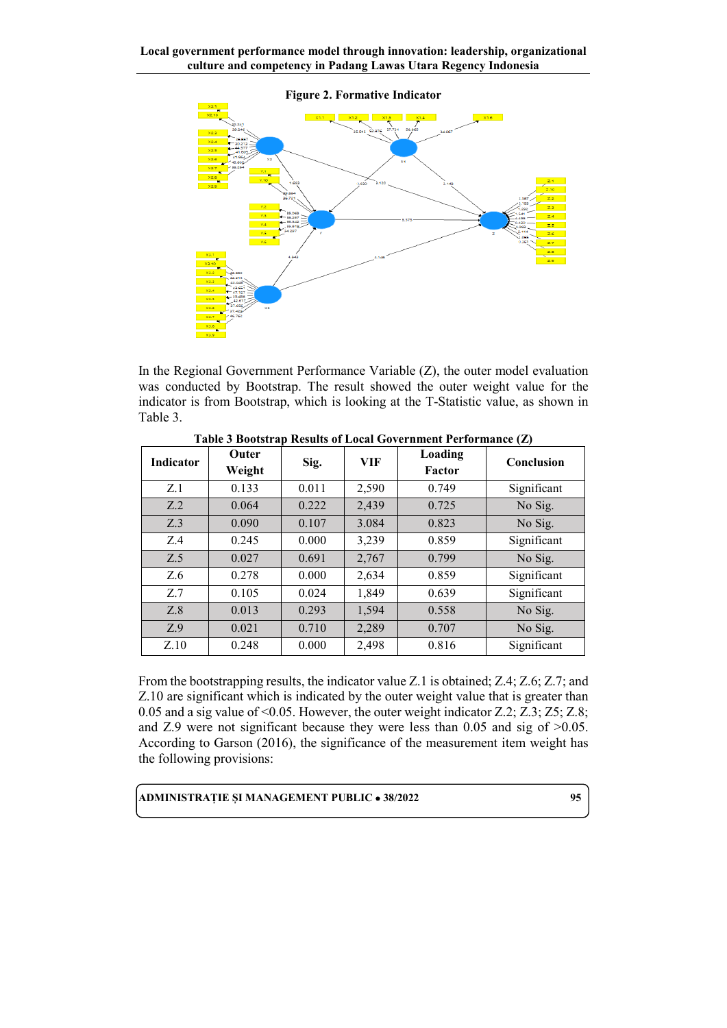**Figure 2. Formative Indicator**

In the Regional Government Performance Variable (Z), the outer model evaluation was conducted by Bootstrap. The result showed the outer weight value for the indicator is from Bootstrap, which is looking at the T-Statistic value, as shown in Table 3.

**Table 3 Bootstrap Results of Local Government Performance (Z)**

| Indicator | Outer Weight | Sig. | VIF | Loading Factor | Conclusion |
|---|---|---|---|---|---|
| Z.1 | 0.133 | 0.011 | 2,590 | 0.749 | Significant |
| Z.2 | 0.064 | 0.222 | 2,439 | 0.725 | No Sig. |
| Z.3 | 0.090 | 0.107 | 3.084 | 0.823 | No Sig. |
| Z.4 | 0.245 | 0.000 | 3,239 | 0.859 | Significant |
| Z.5 | 0.027 | 0.691 | 2,767 | 0.799 | No Sig. |
| Z.6 | 0.278 | 0.000 | 2,634 | 0.859 | Significant |
| Z.7 | 0.105 | 0.024 | 1,849 | 0.639 | Significant |
| Z.8 | 0.013 | 0.293 | 1,594 | 0.558 | No Sig. |
| Z.9 | 0.021 | 0.710 | 2,289 | 0.707 | No Sig. |
| Z.10 | 0.248 | 0.000 | 2,498 | 0.816 | Significant |

From the bootstrapping results, the indicator value Z.1 is obtained; Z.4; Z.6; Z.7; and Z.10 are significant which is indicated by the outer weight value that is greater than 0.05 and a sig value of <0.05. However, the outer weight indicator Z.2; Z.3; Z5; Z.8; and Z.9 were not significant because they were less than 0.05 and sig of >0.05. According to Garson (2016), the significance of the measurement item weight has the following provisions: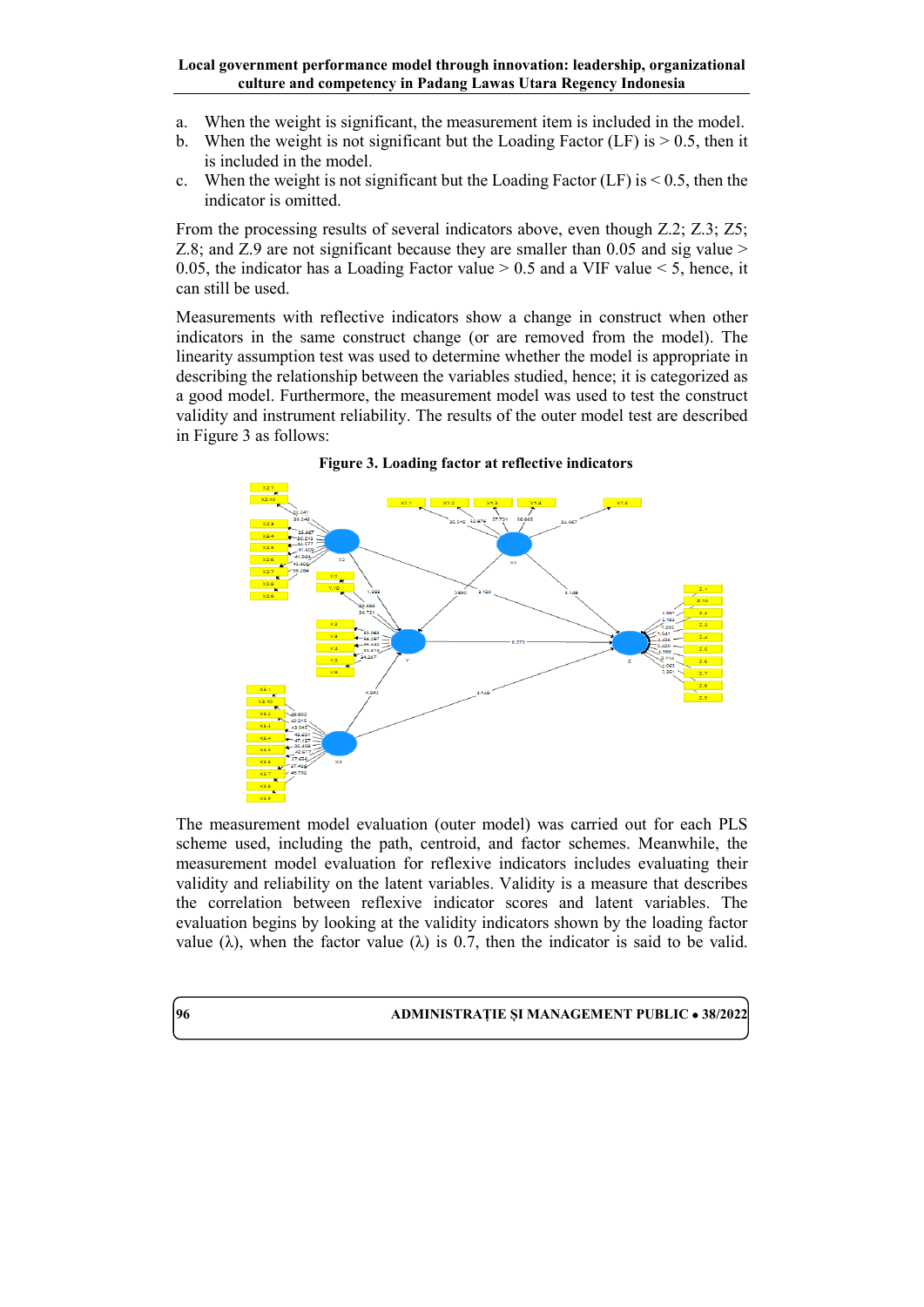a. When the weight is significant, the measurement item is included in the model.
b. When the weight is not significant but the Loading Factor (LF) is > 0.5, then it is included in the model.
c. When the weight is not significant but the Loading Factor (LF) is < 0.5, then the indicator is omitted.

From the processing results of several indicators above, even though Z.2; Z.3; Z5; Z.8; and Z.9 are not significant because they are smaller than 0.05 and sig value > 0.05, the indicator has a Loading Factor value > 0.5 and a VIF value < 5, hence, it can still be used.

Measurements with reflective indicators show a change in construct when other indicators in the same construct change (or are removed from the model). The linearity assumption test was used to determine whether the model is appropriate in describing the relationship between the variables studied, hence; it is categorized as a good model. Furthermore, the measurement model was used to test the construct validity and instrument reliability. The results of the outer model test are described in Figure 3 as follows:

**Figure 3. Loading factor at reflective indicators**

The measurement model evaluation (outer model) was carried out for each PLS scheme used, including the path, centroid, and factor schemes. Meanwhile, the measurement model evaluation for reflexive indicators includes evaluating their validity and reliability on the latent variables. Validity is a measure that describes the correlation between reflexive indicator scores and latent variables. The evaluation begins by looking at the validity indicators shown by the loading factor value (λ), when the factor value (λ) is 0.7, then the indicator is said to be valid.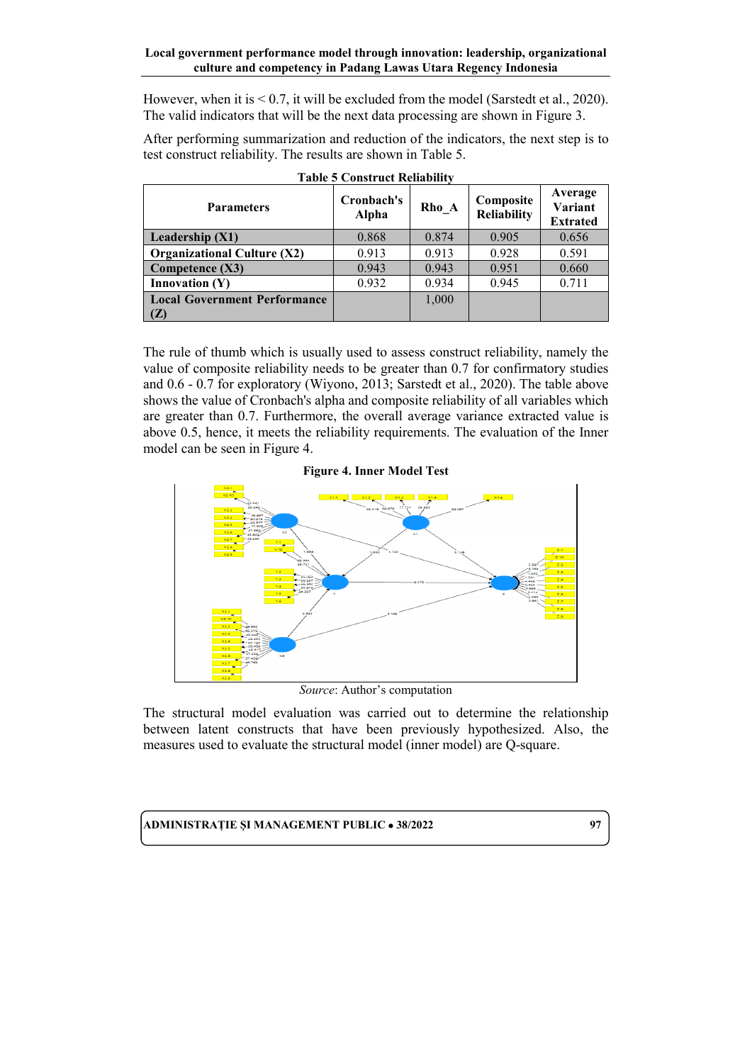However, when it is < 0.7, it will be excluded from the model (Sarstedt et al., 2020). The valid indicators that will be the next data processing are shown in Figure 3.

After performing summarization and reduction of the indicators, the next step is to test construct reliability. The results are shown in Table 5.

**Table 5 Construct Reliability**

| Parameters | Cronbach's Alpha | Rho_A | Composite Reliability | Average Variant Extrated |
|---|---|---|---|---|
| **Leadership (X1)** | 0.868 | 0.874 | 0.905 | 0.656 |
| **Organizational Culture (X2)** | 0.913 | 0.913 | 0.928 | 0.591 |
| **Competence (X3)** | 0.943 | 0.943 | 0.951 | 0.660 |
| **Innovation (Y)** | 0.932 | 0.934 | 0.945 | 0.711 |
| **Local Government Performance (Z)** | | 1,000 | | |

The rule of thumb which is usually used to assess construct reliability, namely the value of composite reliability needs to be greater than 0.7 for confirmatory studies and 0.6 - 0.7 for exploratory (Wiyono, 2013; Sarstedt et al., 2020). The table above shows the value of Cronbach's alpha and composite reliability of all variables which are greater than 0.7. Furthermore, the overall average variance extracted value is above 0.5, hence, it meets the reliability requirements. The evaluation of the Inner model can be seen in Figure 4.

**Figure 4. Inner Model Test**

*Source*: Author's computation

The structural model evaluation was carried out to determine the relationship between latent constructs that have been previously hypothesized. Also, the measures used to evaluate the structural model (inner model) are Q-square.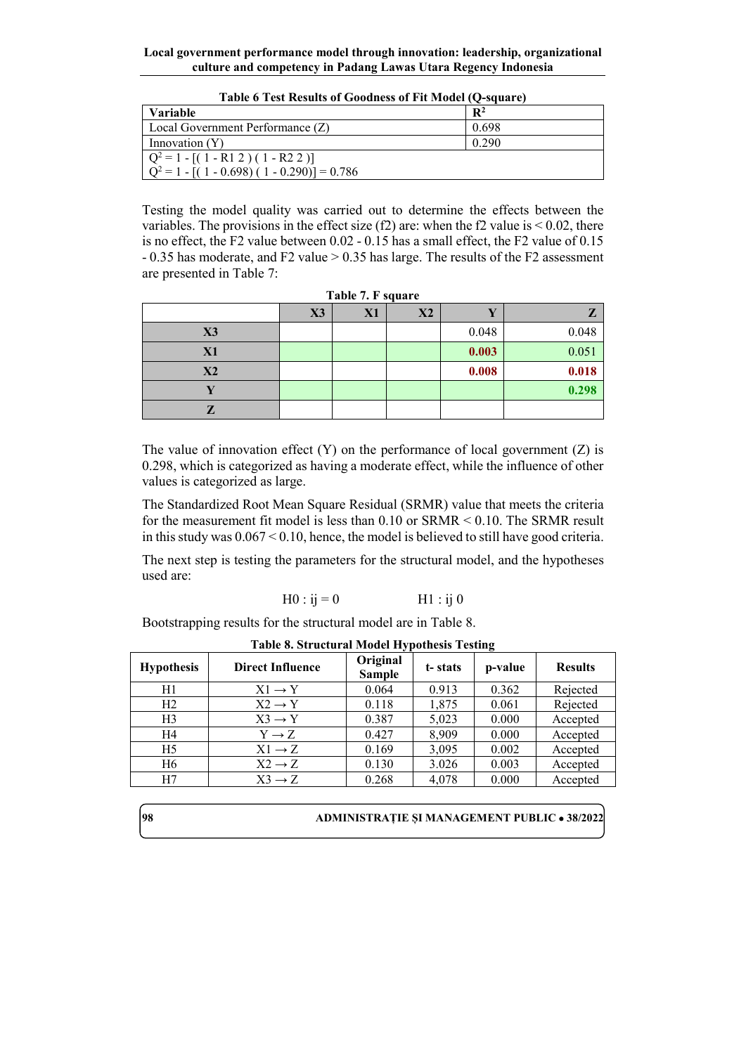**Table 6 Test Results of Goodness of Fit Model (Q-square)**

| Variable | $R^2$ |
|---|---|
| Local Government Performance (Z) | 0.698 |
| Innovation (Y) | 0.290 |
| $Q^2 = 1 - [( 1 - R1\ 2 ) ( 1 - R2\ 2 )]$ <br> $Q^2 = 1 - [( 1 - 0.698) ( 1 - 0.290)] = 0.786$ | |

Testing the model quality was carried out to determine the effects between the variables. The provisions in the effect size (f2) are: when the f2 value is < 0.02, there is no effect, the F2 value between 0.02 - 0.15 has a small effect, the F2 value of 0.15 - 0.35 has moderate, and F2 value > 0.35 has large. The results of the F2 assessment are presented in Table 7:

**Table 7. F square**

| | X3 | X1 | X2 | Y | Z |
|---|---|---|---|---|---|
| **X3** | | | | 0.048 | 0.048 |
| **X1** | | | | **0.003** | 0.051 |
| **X2** | | | | **0.008** | **0.018** |
| **Y** | | | | | **0.298** |
| **Z** | | | | | |

The value of innovation effect (Y) on the performance of local government (Z) is 0.298, which is categorized as having a moderate effect, while the influence of other values is categorized as large.

The Standardized Root Mean Square Residual (SRMR) value that meets the criteria for the measurement fit model is less than 0.10 or SRMR < 0.10. The SRMR result in this study was 0.067 < 0.10, hence, the model is believed to still have good criteria.

The next step is testing the parameters for the structural model, and the hypotheses used are:

$$H0 : ij = 0 \qquad\qquad H1 : ij\ 0$$

Bootstrapping results for the structural model are in Table 8.

**Table 8. Structural Model Hypothesis Testing**

| Hypothesis | Direct Influence | Original Sample | t- stats | p-value | Results |
|---|---|---|---|---|---|
| H1 | X1 → Y | 0.064 | 0.913 | 0.362 | Rejected |
| H2 | X2 → Y | 0.118 | 1,875 | 0.061 | Rejected |
| H3 | X3 → Y | 0.387 | 5,023 | 0.000 | Accepted |
| H4 | Y → Z | 0.427 | 8,909 | 0.000 | Accepted |
| H5 | X1 → Z | 0.169 | 3,095 | 0.002 | Accepted |
| H6 | X2 → Z | 0.130 | 3.026 | 0.003 | Accepted |
| H7 | X3 → Z | 0.268 | 4,078 | 0.000 | Accepted |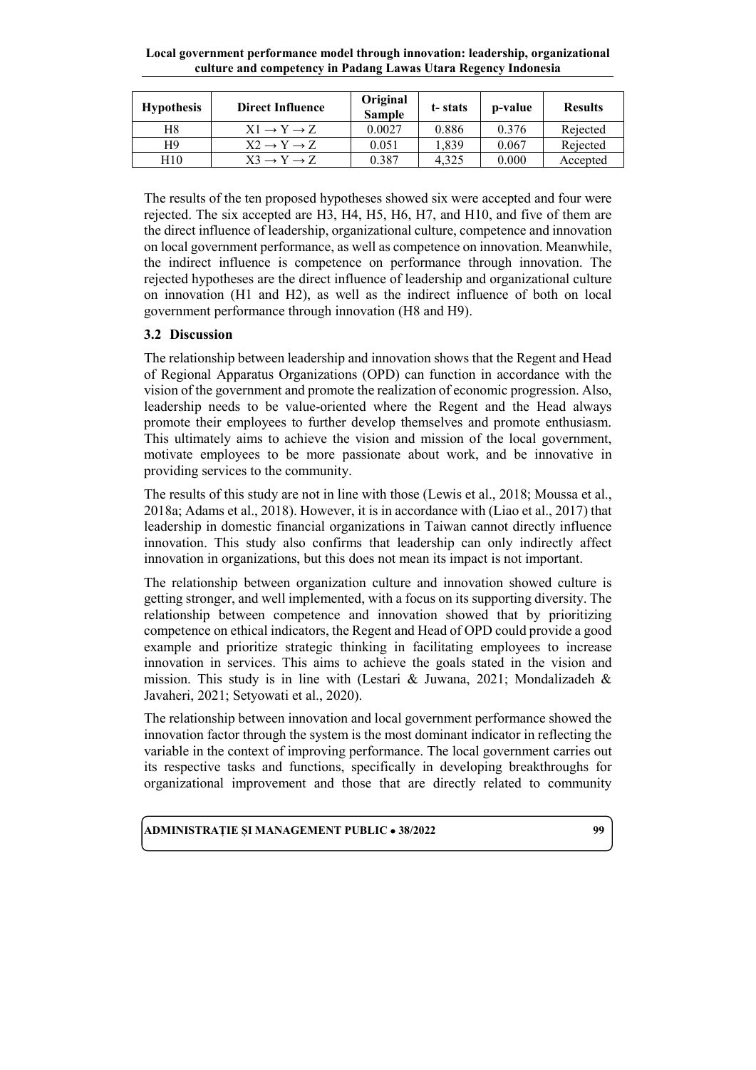| Hypothesis | Direct Influence | Original Sample | t- stats | p-value | Results |
| --- | --- | --- | --- | --- | --- |
| H8 | $X1 \rightarrow Y \rightarrow Z$ | 0.0027 | 0.886 | 0.376 | Rejected |
| H9 | $X2 \rightarrow Y \rightarrow Z$ | 0.051 | 1,839 | 0.067 | Rejected |
| H10 | $X3 \rightarrow Y \rightarrow Z$ | 0.387 | 4,325 | 0.000 | Accepted |

The results of the ten proposed hypotheses showed six were accepted and four were rejected. The six accepted are H3, H4, H5, H6, H7, and H10, and five of them are the direct influence of leadership, organizational culture, competence and innovation on local government performance, as well as competence on innovation. Meanwhile, the indirect influence is competence on performance through innovation. The rejected hypotheses are the direct influence of leadership and organizational culture on innovation (H1 and H2), as well as the indirect influence of both on local government performance through innovation (H8 and H9).

### 3.2 Discussion

The relationship between leadership and innovation shows that the Regent and Head of Regional Apparatus Organizations (OPD) can function in accordance with the vision of the government and promote the realization of economic progression. Also, leadership needs to be value-oriented where the Regent and the Head always promote their employees to further develop themselves and promote enthusiasm. This ultimately aims to achieve the vision and mission of the local government, motivate employees to be more passionate about work, and be innovative in providing services to the community.

The results of this study are not in line with those (Lewis et al., 2018; Moussa et al., 2018a; Adams et al., 2018). However, it is in accordance with (Liao et al., 2017) that leadership in domestic financial organizations in Taiwan cannot directly influence innovation. This study also confirms that leadership can only indirectly affect innovation in organizations, but this does not mean its impact is not important.

The relationship between organization culture and innovation showed culture is getting stronger, and well implemented, with a focus on its supporting diversity. The relationship between competence and innovation showed that by prioritizing competence on ethical indicators, the Regent and Head of OPD could provide a good example and prioritize strategic thinking in facilitating employees to increase innovation in services. This aims to achieve the goals stated in the vision and mission. This study is in line with (Lestari & Juwana, 2021; Mondalizadeh & Javaheri, 2021; Setyowati et al., 2020).

The relationship between innovation and local government performance showed the innovation factor through the system is the most dominant indicator in reflecting the variable in the context of improving performance. The local government carries out its respective tasks and functions, specifically in developing breakthroughs for organizational improvement and those that are directly related to community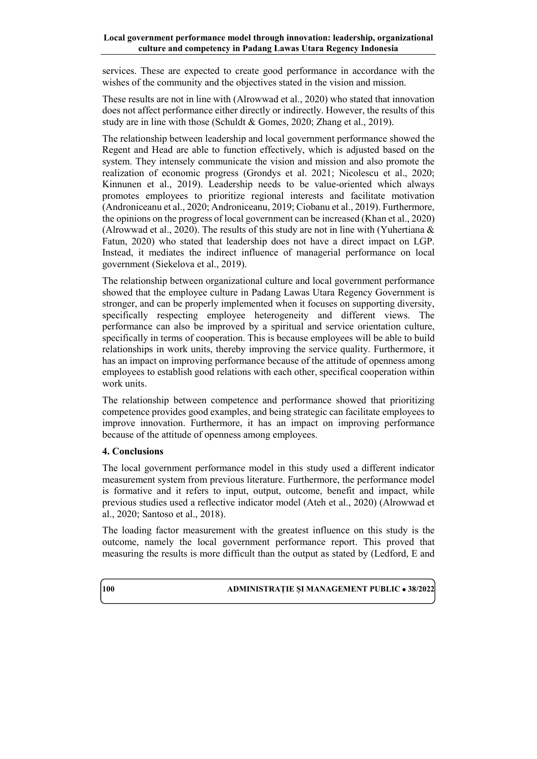services. These are expected to create good performance in accordance with the wishes of the community and the objectives stated in the vision and mission.

These results are not in line with (Alrowwad et al., 2020) who stated that innovation does not affect performance either directly or indirectly. However, the results of this study are in line with those (Schuldt & Gomes, 2020; Zhang et al., 2019).

The relationship between leadership and local government performance showed the Regent and Head are able to function effectively, which is adjusted based on the system. They intensely communicate the vision and mission and also promote the realization of economic progress (Grondys et al. 2021; Nicolescu et al., 2020; Kinnunen et al., 2019). Leadership needs to be value-oriented which always promotes employees to prioritize regional interests and facilitate motivation (Androniceanu et al., 2020; Androniceanu, 2019; Ciobanu et al., 2019). Furthermore, the opinions on the progress of local government can be increased (Khan et al., 2020) (Alrowwad et al., 2020). The results of this study are not in line with (Yuhertiana & Fatun, 2020) who stated that leadership does not have a direct impact on LGP. Instead, it mediates the indirect influence of managerial performance on local government (Siekelova et al., 2019).

The relationship between organizational culture and local government performance showed that the employee culture in Padang Lawas Utara Regency Government is stronger, and can be properly implemented when it focuses on supporting diversity, specifically respecting employee heterogeneity and different views. The performance can also be improved by a spiritual and service orientation culture, specifically in terms of cooperation. This is because employees will be able to build relationships in work units, thereby improving the service quality. Furthermore, it has an impact on improving performance because of the attitude of openness among employees to establish good relations with each other, specifical cooperation within work units.

The relationship between competence and performance showed that prioritizing competence provides good examples, and being strategic can facilitate employees to improve innovation. Furthermore, it has an impact on improving performance because of the attitude of openness among employees.

## 4. Conclusions

The local government performance model in this study used a different indicator measurement system from previous literature. Furthermore, the performance model is formative and it refers to input, output, outcome, benefit and impact, while previous studies used a reflective indicator model (Ateh et al., 2020) (Alrowwad et al., 2020; Santoso et al., 2018).

The loading factor measurement with the greatest influence on this study is the outcome, namely the local government performance report. This proved that measuring the results is more difficult than the output as stated by (Ledford, E and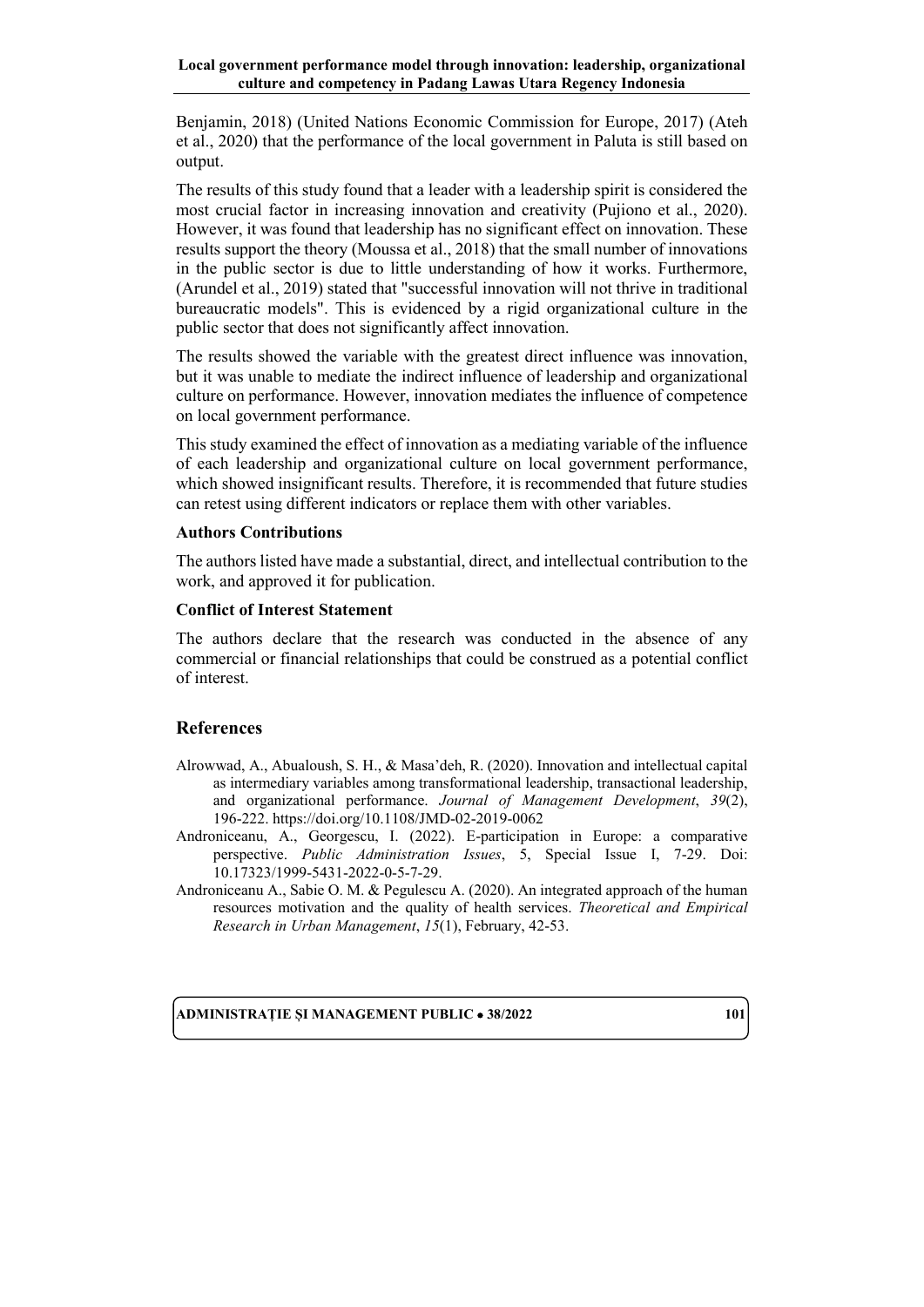Benjamin, 2018) (United Nations Economic Commission for Europe, 2017) (Ateh et al., 2020) that the performance of the local government in Paluta is still based on output.

The results of this study found that a leader with a leadership spirit is considered the most crucial factor in increasing innovation and creativity (Pujiono et al., 2020). However, it was found that leadership has no significant effect on innovation. These results support the theory (Moussa et al., 2018) that the small number of innovations in the public sector is due to little understanding of how it works. Furthermore, (Arundel et al., 2019) stated that "successful innovation will not thrive in traditional bureaucratic models". This is evidenced by a rigid organizational culture in the public sector that does not significantly affect innovation.

The results showed the variable with the greatest direct influence was innovation, but it was unable to mediate the indirect influence of leadership and organizational culture on performance. However, innovation mediates the influence of competence on local government performance.

This study examined the effect of innovation as a mediating variable of the influence of each leadership and organizational culture on local government performance, which showed insignificant results. Therefore, it is recommended that future studies can retest using different indicators or replace them with other variables.

### Authors Contributions

The authors listed have made a substantial, direct, and intellectual contribution to the work, and approved it for publication.

### Conflict of Interest Statement

The authors declare that the research was conducted in the absence of any commercial or financial relationships that could be construed as a potential conflict of interest.

## References

Alrowwad, A., Abualoush, S. H., & Masa'deh, R. (2020). Innovation and intellectual capital as intermediary variables among transformational leadership, transactional leadership, and organizational performance. *Journal of Management Development*, *39*(2), 196-222. https://doi.org/10.1108/JMD-02-2019-0062

Androniceanu, A., Georgescu, I. (2022). E-participation in Europe: a comparative perspective. *Public Administration Issues*, 5, Special Issue I, 7-29. Doi: 10.17323/1999-5431-2022-0-5-7-29.

Androniceanu A., Sabie O. M. & Pegulescu A. (2020). An integrated approach of the human resources motivation and the quality of health services. *Theoretical and Empirical Research in Urban Management*, *15*(1), February, 42-53.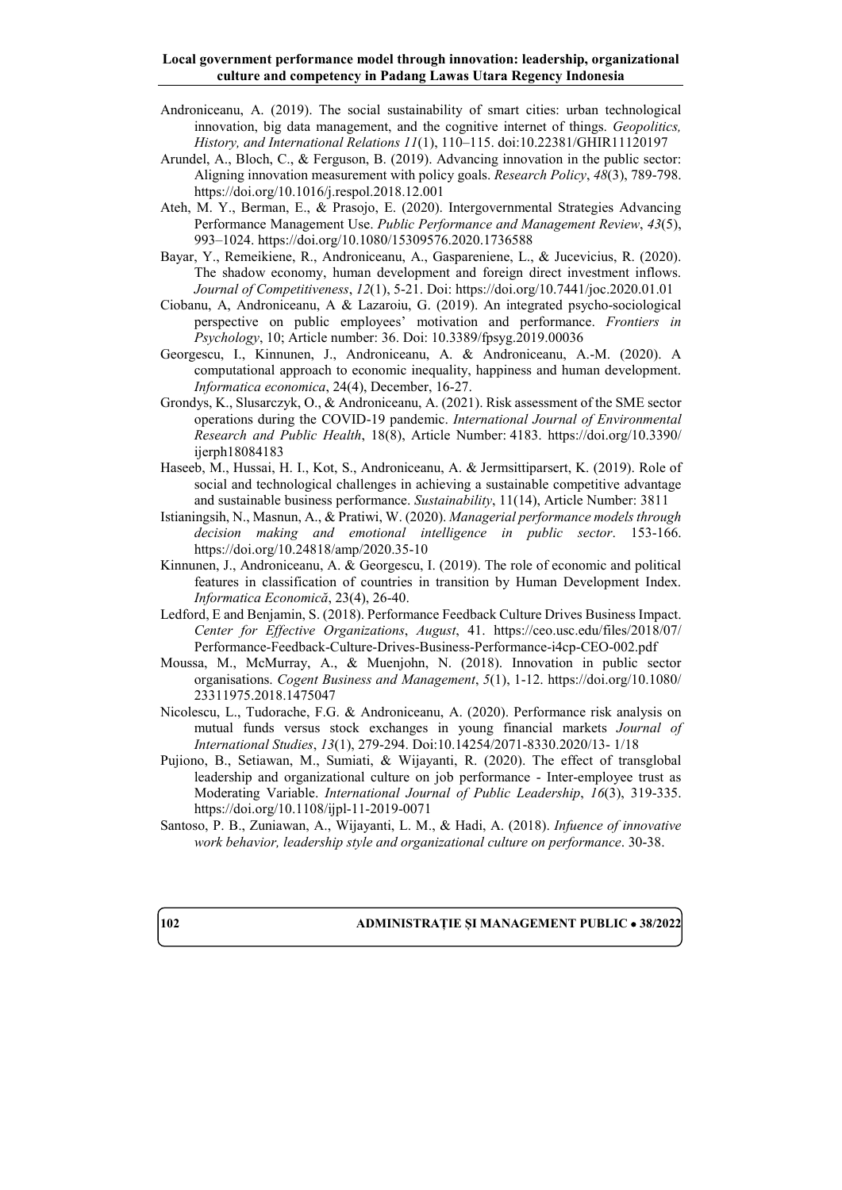Androniceanu, A. (2019). The social sustainability of smart cities: urban technological innovation, big data management, and the cognitive internet of things. *Geopolitics, History, and International Relations 11*(1), 110–115. doi:10.22381/GHIR11120197

Arundel, A., Bloch, C., & Ferguson, B. (2019). Advancing innovation in the public sector: Aligning innovation measurement with policy goals. *Research Policy*, *48*(3), 789-798. https://doi.org/10.1016/j.respol.2018.12.001

Ateh, M. Y., Berman, E., & Prasojo, E. (2020). Intergovernmental Strategies Advancing Performance Management Use. *Public Performance and Management Review*, *43*(5), 993–1024. https://doi.org/10.1080/15309576.2020.1736588

Bayar, Y., Remeikiene, R., Androniceanu, A., Gaspareniene, L., & Jucevicius, R. (2020). The shadow economy, human development and foreign direct investment inflows. *Journal of Competitiveness*, *12*(1), 5-21. Doi: https://doi.org/10.7441/joc.2020.01.01

Ciobanu, A, Androniceanu, A & Lazaroiu, G. (2019). An integrated psycho-sociological perspective on public employees' motivation and performance. *Frontiers in Psychology*, 10; Article number: 36. Doi: 10.3389/fpsyg.2019.00036

Georgescu, I., Kinnunen, J., Androniceanu, A. & Androniceanu, A.-M. (2020). A computational approach to economic inequality, happiness and human development. *Informatica economica*, 24(4), December, 16-27.

Grondys, K., Slusarczyk, O., & Androniceanu, A. (2021). Risk assessment of the SME sector operations during the COVID-19 pandemic. *International Journal of Environmental Research and Public Health*, 18(8), Article Number: 4183. https://doi.org/10.3390/ijerph18084183

Haseeb, M., Hussai, H. I., Kot, S., Androniceanu, A. & Jermsittiparsert, K. (2019). Role of social and technological challenges in achieving a sustainable competitive advantage and sustainable business performance. *Sustainability*, 11(14), Article Number: 3811

Istianingsih, N., Masnun, A., & Pratiwi, W. (2020). *Managerial performance models through decision making and emotional intelligence in public sector*. 153-166. https://doi.org/10.24818/amp/2020.35-10

Kinnunen, J., Androniceanu, A. & Georgescu, I. (2019). The role of economic and political features in classification of countries in transition by Human Development Index. *Informatica Economică*, 23(4), 26-40.

Ledford, E and Benjamin, S. (2018). Performance Feedback Culture Drives Business Impact. *Center for Effective Organizations*, *August*, 41. https://ceo.usc.edu/files/2018/07/Performance-Feedback-Culture-Drives-Business-Performance-i4cp-CEO-002.pdf

Moussa, M., McMurray, A., & Muenjohn, N. (2018). Innovation in public sector organisations. *Cogent Business and Management*, *5*(1), 1-12. https://doi.org/10.1080/23311975.2018.1475047

Nicolescu, L., Tudorache, F.G. & Androniceanu, A. (2020). Performance risk analysis on mutual funds versus stock exchanges in young financial markets *Journal of International Studies*, *13*(1), 279-294. Doi:10.14254/2071-8330.2020/13- 1/18

Pujiono, B., Setiawan, M., Sumiati, & Wijayanti, R. (2020). The effect of transglobal leadership and organizational culture on job performance - Inter-employee trust as Moderating Variable. *International Journal of Public Leadership*, *16*(3), 319-335. https://doi.org/10.1108/ijpl-11-2019-0071

Santoso, P. B., Zuniawan, A., Wijayanti, L. M., & Hadi, A. (2018). *Infuence of innovative work behavior, leadership style and organizational culture on performance*. 30-38.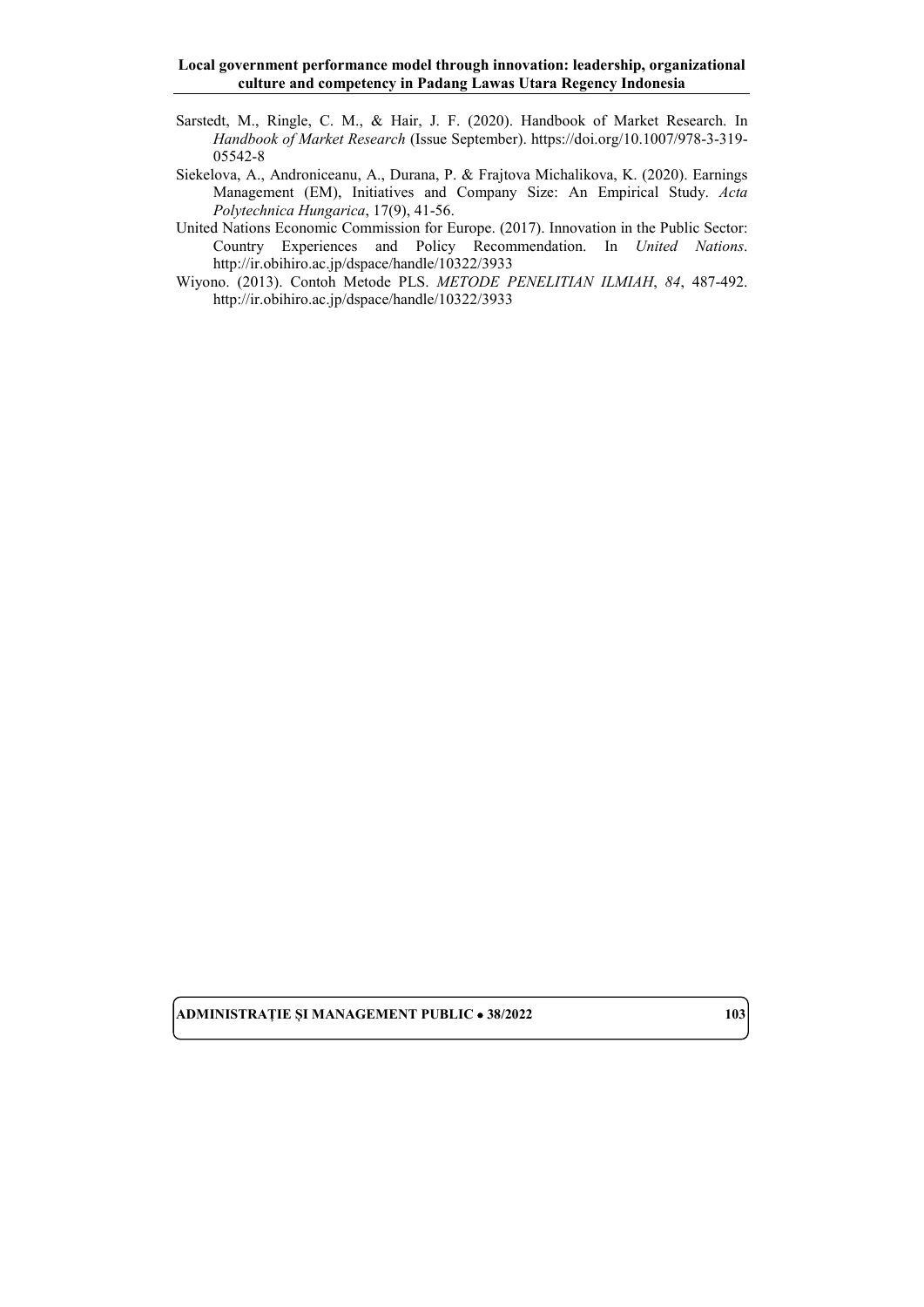Sarstedt, M., Ringle, C. M., & Hair, J. F. (2020). Handbook of Market Research. In *Handbook of Market Research* (Issue September). https://doi.org/10.1007/978-3-319-05542-8

Siekelova, A., Androniceanu, A., Durana, P. & Frajtova Michalikova, K. (2020). Earnings Management (EM), Initiatives and Company Size: An Empirical Study. *Acta Polytechnica Hungarica*, 17(9), 41-56.

United Nations Economic Commission for Europe. (2017). Innovation in the Public Sector: Country Experiences and Policy Recommendation. In *United Nations*. http://ir.obihiro.ac.jp/dspace/handle/10322/3933

Wiyono. (2013). Contoh Metode PLS. *METODE PENELITIAN ILMIAH*, *84*, 487-492. http://ir.obihiro.ac.jp/dspace/handle/10322/3933